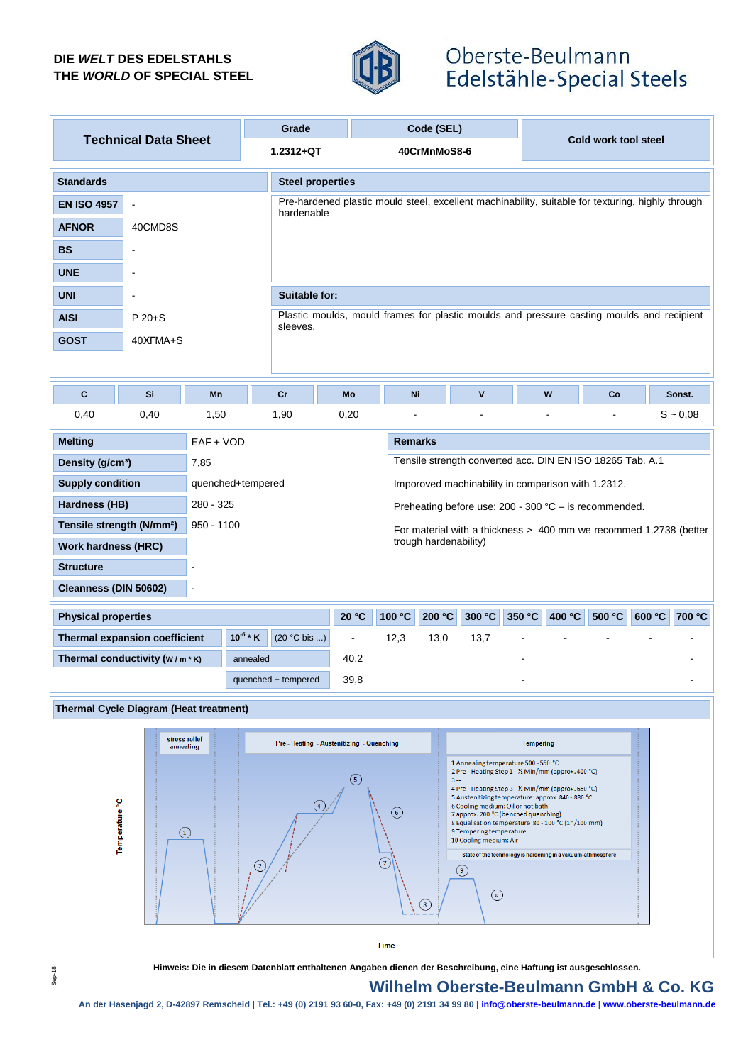DIE *WELT* DES EDELSTAHLS
THE *WORLD* OF SPECIAL STEEL

Oberste-Beulmann
Edelstähle-Special Steels

| Technical Data Sheet | Grade | Code (SEL) | Cold work tool steel |
|---|---|---|---|
| | 1.2312+QT | 40CrMnMoS8-6 | |

| Standards | |
|---|---|
| EN ISO 4957 | - |
| AFNOR | 40CMD8S |
| BS | - |
| UNE | - |
| UNI | - |
| AISI | P 20+S |
| GOST | 40XГMA+S |

**Steel properties**

Pre-hardened plastic mould steel, excellent machinability, suitable for texturing, highly through hardenable

**Suitable for:**

Plastic moulds, mould frames for plastic moulds and pressure casting moulds and recipient sleeves.

| C | Si | Mn | Cr | Mo | Ni | V | W | Co | Sonst. |
|---|---|---|---|---|---|---|---|---|---|
| 0,40 | 0,40 | 1,50 | 1,90 | 0,20 | - | - | - | - | S ~ 0,08 |

| | |
|---|---|
| Melting | EAF + VOD |
| Density (g/cm³) | 7,85 |
| Supply condition | quenched+tempered |
| Hardness (HB) | 280 - 325 |
| Tensile strength (N/mm²) | 950 - 1100 |
| Work hardness (HRC) | |
| Structure | - |
| Cleanness (DIN 50602) | - |

**Remarks**

Tensile strength converted acc. DIN EN ISO 18265 Tab. A.1

Imporoved machinability in comparison with 1.2312.

Preheating before use: 200 - 300 °C – is recommended.

For material with a thickness > 400 mm we recommed 1.2738 (better trough hardenability)

| Physical properties | | | 20 °C | 100 °C | 200 °C | 300 °C | 350 °C | 400 °C | 500 °C | 600 °C | 700 °C |
|---|---|---|---|---|---|---|---|---|---|---|---|
| Thermal expansion coefficient | $10^{-6}$ * K | (20 °C bis ...) | - | 12,3 | 13,0 | 13,7 | - | - | - | - | - |
| Thermal conductivity (W / m * K) | annealed | | 40,2 | | | | - | | | | - |
| | quenched + tempered | | 39,8 | | | | - | | | | - |

**Thermal Cycle Diagram (Heat treatment)**

stress relief annealing | Pre - Heating - Austenitizing - Quenching | Tempering

1 Annealing temperature 500 - 550 °C
2 Pre - Heating Step 1 - ½ Min/mm (approx. 400 °C)
3 --
4 Pre - Heating Step 3 - ½ Min/mm (approx. 650 °C)
5 Austenitizing temperature: approx. 840 - 880 °C
6 Cooling medium: Oil or hot bath
7 approx. 200 °C (benched quenching)
8 Equalisation temperature 80 - 100 °C (1h/100 mm)
9 Tempering temperature
10 Cooling medium: Air

State of the technology is hardening in a vakuum-athmosphere

Temperature °C — Time

Hinweis: Die in diesem Datenblatt enthaltenen Angaben dienen der Beschreibung, eine Haftung ist ausgeschlossen.

**Wilhelm Oberste-Beulmann GmbH & Co. KG**

An der Hasenjagd 2, D-42897 Remscheid | Tel.: +49 (0) 2191 93 60-0, Fax: +49 (0) 2191 34 99 80 | info@oberste-beulmann.de | www.oberste-beulmann.de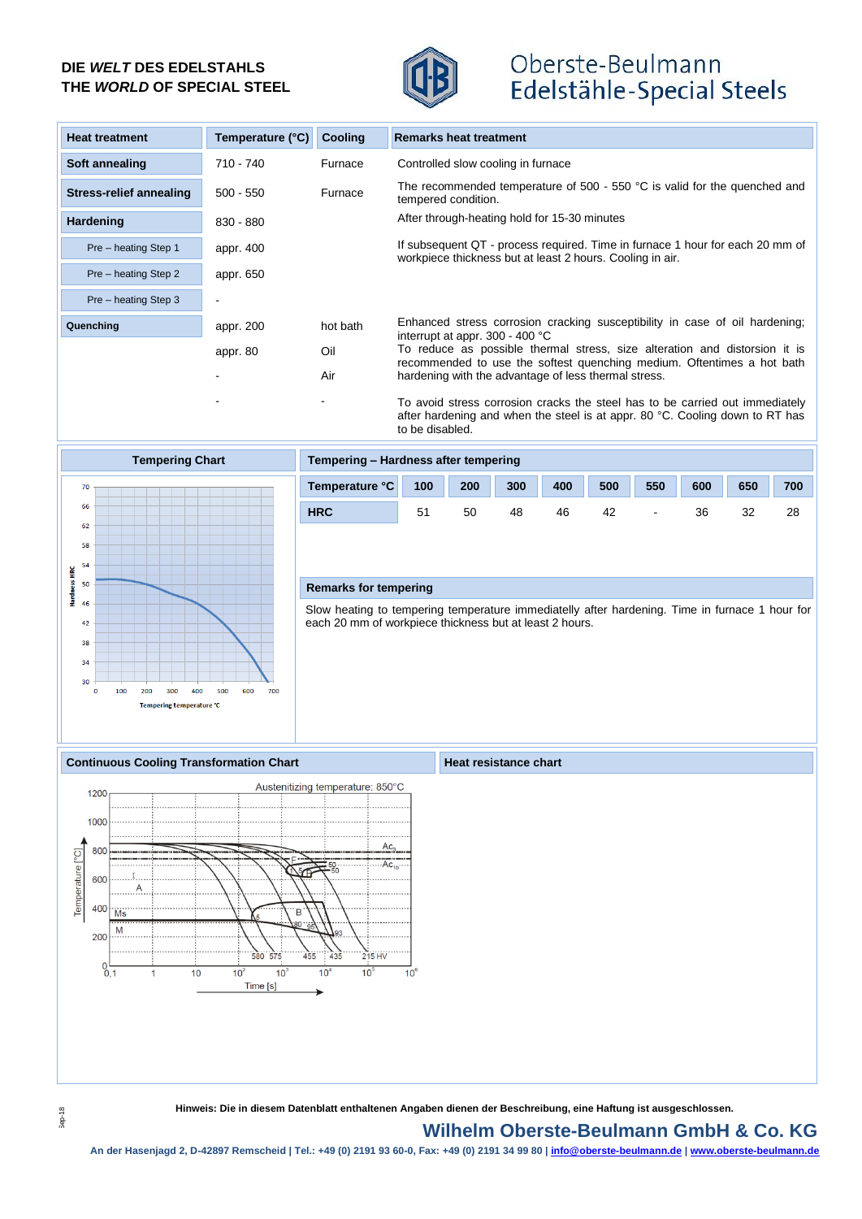DIE *WELT* DES EDELSTAHLS
THE *WORLD* OF SPECIAL STEEL

Oberste-Beulmann
Edelstähle-Special Steels

| Heat treatment | Temperature (°C) | Cooling | Remarks heat treatment |
|---|---|---|---|
| **Soft annealing** | 710 - 740 | Furnace | Controlled slow cooling in furnace |
| **Stress-relief annealing** | 500 - 550 | Furnace | The recommended temperature of 500 - 550 °C is valid for the quenched and tempered condition. |
| **Hardening** | 830 - 880 | | After through-heating hold for 15-30 minutes |
| Pre – heating Step 1 | appr. 400 | | If subsequent QT - process required. Time in furnace 1 hour for each 20 mm of workpiece thickness but at least 2 hours. Cooling in air. |
| Pre – heating Step 2 | appr. 650 | | |
| Pre – heating Step 3 | - | | |
| **Quenching** | appr. 200 | hot bath | Enhanced stress corrosion cracking susceptibility in case of oil hardening; interrupt at appr. 300 - 400 °C |
| | appr. 80 | Oil | To reduce as possible thermal stress, size alteration and distorsion it is recommended to use the softest quenching medium. Oftentimes a hot bath hardening with the advantage of less thermal stress. |
| | - | Air | |
| | - | - | To avoid stress corrosion cracks the steel has to be carried out immediately after hardening and when the steel is at appr. 80 °C. Cooling down to RT has to be disabled. |

## Tempering Chart

Hardness HRC
70
66
62
58
54
50
46
42
38
34
30
0 100 200 300 400 500 600 700
Tempering temperature °C

## Tempering – Hardness after tempering

| Temperature °C | 100 | 200 | 300 | 400 | 500 | 550 | 600 | 650 | 700 |
|---|---|---|---|---|---|---|---|---|---|
| HRC | 51 | 50 | 48 | 46 | 42 | - | 36 | 32 | 28 |

## Remarks for tempering

Slow heating to tempering temperature immediatelly after hardening. Time in furnace 1 hour for each 20 mm of workpiece thickness but at least 2 hours.

## Continuous Cooling Transformation Chart

Austenitizing temperature: 850°C

Temperature [°C]
1200
1000
800
600
400
200
0

$Ac_3$
$Ac_{1b}$
F
P
A
B
Ms
M
5
5
50
50
80
65
93
580 575 455 435 215 HV

0,1 1 10 $10^2$ $10^3$ $10^4$ $10^5$ $10^6$
Time [s]

## Heat resistance chart

**Hinweis: Die in diesem Datenblatt enthaltenen Angaben dienen der Beschreibung, eine Haftung ist ausgeschlossen.**

**Wilhelm Oberste-Beulmann GmbH & Co. KG**

An der Hasenjagd 2, D-42897 Remscheid | Tel.: +49 (0) 2191 93 60-0, Fax: +49 (0) 2191 34 99 80 | info@oberste-beulmann.de | www.oberste-beulmann.de